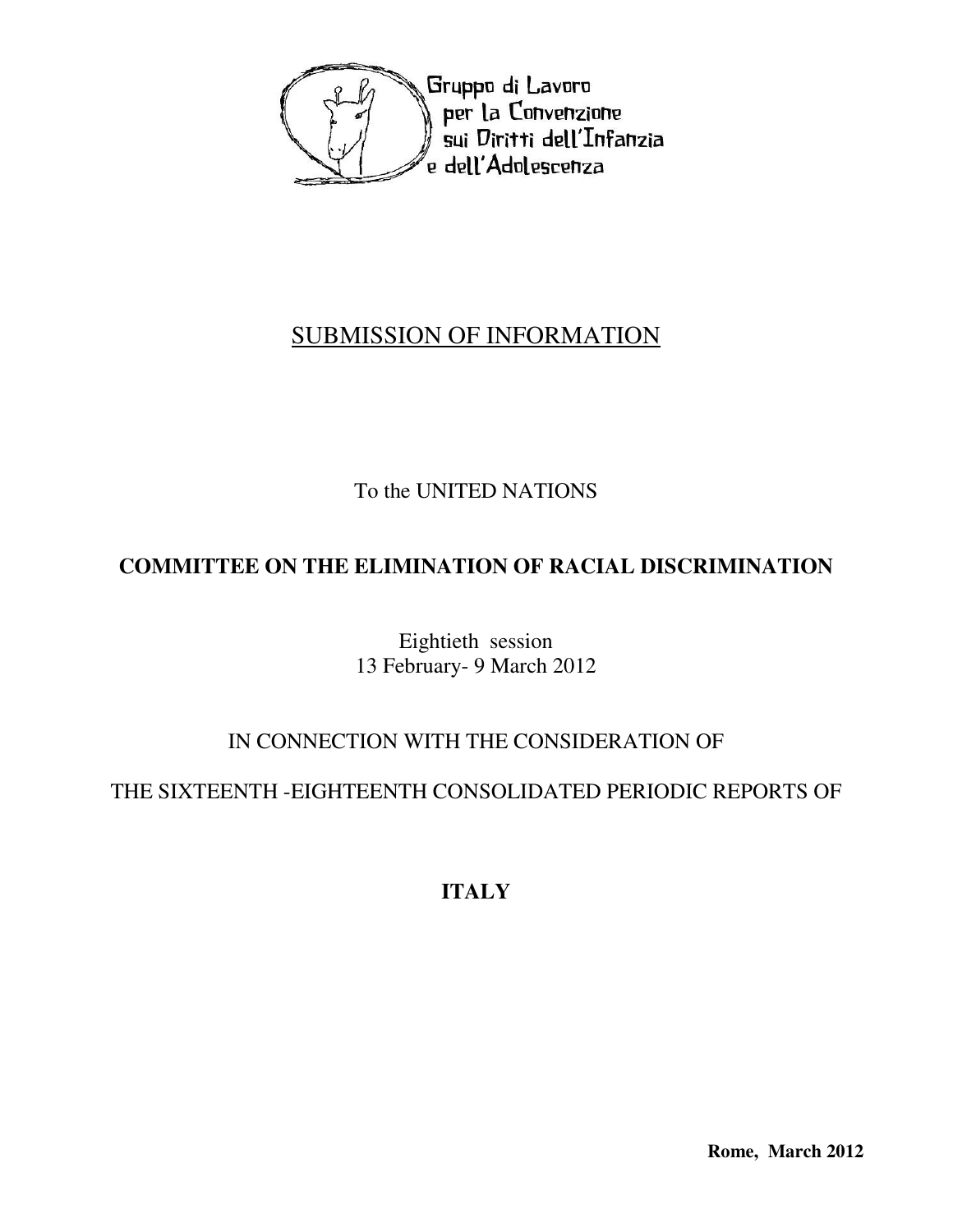Gruppo di Lavoro per la Convenzione sui Diritti dell'Infanzia e dell'Adolescenza

# SUBMISSION OF INFORMATION

To the UNITED NATIONS

**COMMITTEE ON THE ELIMINATION OF RACIAL DISCRIMINATION**

Eightieth session
13 February- 9 March 2012

IN CONNECTION WITH THE CONSIDERATION OF

THE SIXTEENTH -EIGHTEENTH CONSOLIDATED PERIODIC REPORTS OF

**ITALY**

**Rome, March 2012**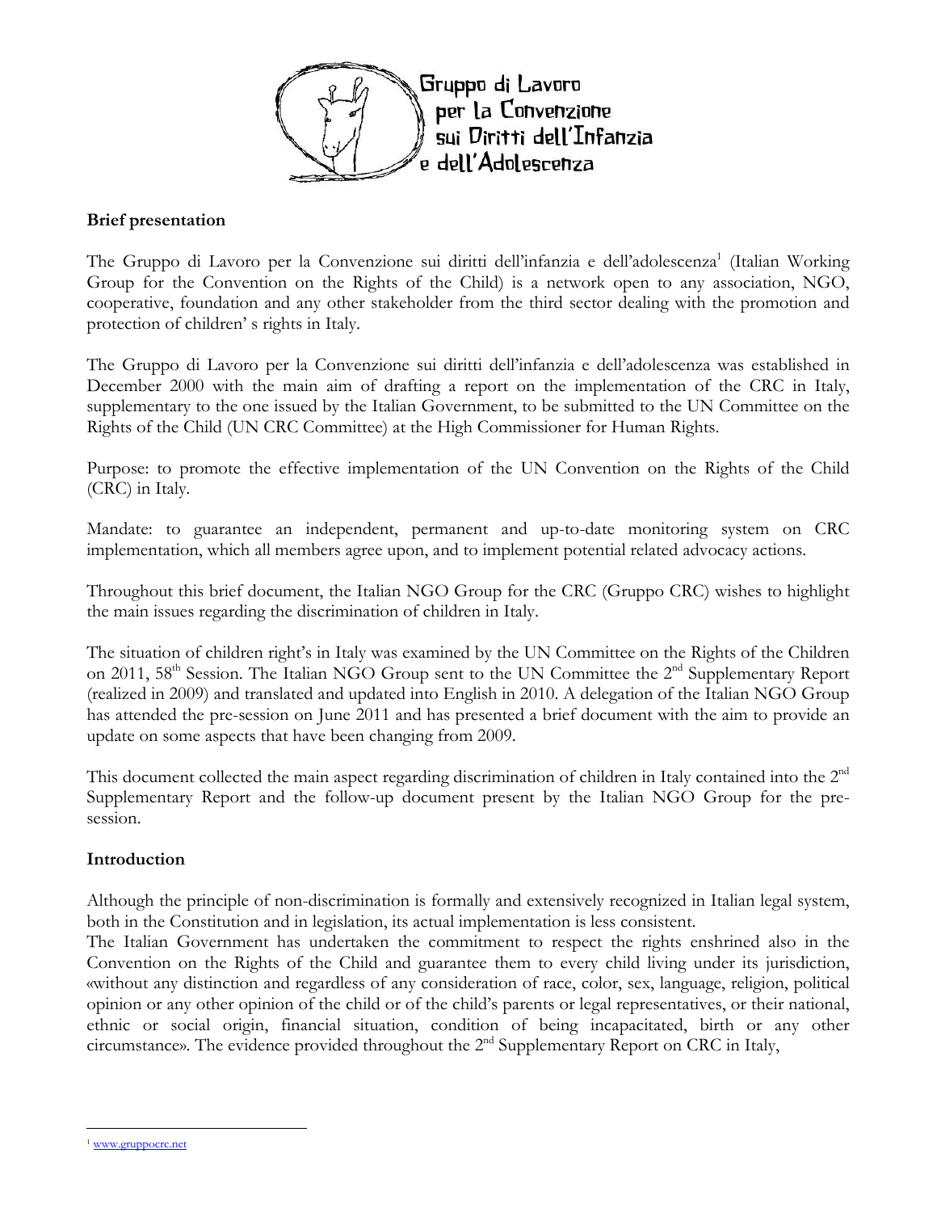Gruppo di Lavoro per la Convenzione sui Diritti dell'Infanzia e dell'Adolescenza

**Brief presentation**

The Gruppo di Lavoro per la Convenzione sui diritti dell'infanzia e dell'adolescenza[1] (Italian Working Group for the Convention on the Rights of the Child) is a network open to any association, NGO, cooperative, foundation and any other stakeholder from the third sector dealing with the promotion and protection of children' s rights in Italy.

The Gruppo di Lavoro per la Convenzione sui diritti dell'infanzia e dell'adolescenza was established in December 2000 with the main aim of drafting a report on the implementation of the CRC in Italy, supplementary to the one issued by the Italian Government, to be submitted to the UN Committee on the Rights of the Child (UN CRC Committee) at the High Commissioner for Human Rights.

Purpose: to promote the effective implementation of the UN Convention on the Rights of the Child (CRC) in Italy.

Mandate: to guarantee an independent, permanent and up-to-date monitoring system on CRC implementation, which all members agree upon, and to implement potential related advocacy actions.

Throughout this brief document, the Italian NGO Group for the CRC (Gruppo CRC) wishes to highlight the main issues regarding the discrimination of children in Italy.

The situation of children right's in Italy was examined by the UN Committee on the Rights of the Children on 2011, 58th Session. The Italian NGO Group sent to the UN Committee the 2nd Supplementary Report (realized in 2009) and translated and updated into English in 2010. A delegation of the Italian NGO Group has attended the pre-session on June 2011 and has presented a brief document with the aim to provide an update on some aspects that have been changing from 2009.

This document collected the main aspect regarding discrimination of children in Italy contained into the 2nd Supplementary Report and the follow-up document present by the Italian NGO Group for the pre-session.

**Introduction**

Although the principle of non-discrimination is formally and extensively recognized in Italian legal system, both in the Constitution and in legislation, its actual implementation is less consistent.
The Italian Government has undertaken the commitment to respect the rights enshrined also in the Convention on the Rights of the Child and guarantee them to every child living under its jurisdiction, «without any distinction and regardless of any consideration of race, color, sex, language, religion, political opinion or any other opinion of the child or of the child's parents or legal representatives, or their national, ethnic or social origin, financial situation, condition of being incapacitated, birth or any other circumstance». The evidence provided throughout the 2nd Supplementary Report on CRC in Italy,

[1] www.gruppocrc.net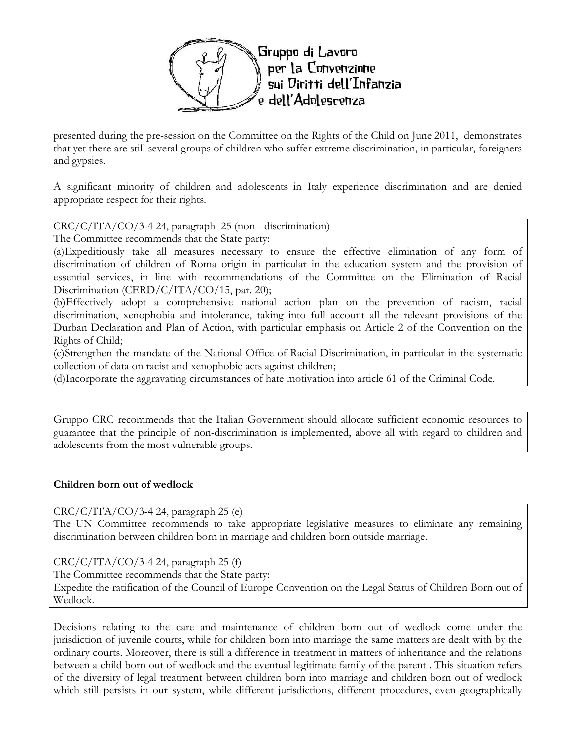presented during the pre-session on the Committee on the Rights of the Child on June 2011, demonstrates that yet there are still several groups of children who suffer extreme discrimination, in particular, foreigners and gypsies.

A significant minority of children and adolescents in Italy experience discrimination and are denied appropriate respect for their rights.

> CRC/C/ITA/CO/3-4 24, paragraph 25 (non - discrimination)
> The Committee recommends that the State party:
> (a)Expeditiously take all measures necessary to ensure the effective elimination of any form of discrimination of children of Roma origin in particular in the education system and the provision of essential services, in line with recommendations of the Committee on the Elimination of Racial Discrimination (CERD/C/ITA/CO/15, par. 20);
> (b)Effectively adopt a comprehensive national action plan on the prevention of racism, racial discrimination, xenophobia and intolerance, taking into full account all the relevant provisions of the Durban Declaration and Plan of Action, with particular emphasis on Article 2 of the Convention on the Rights of Child;
> (c)Strengthen the mandate of the National Office of Racial Discrimination, in particular in the systematic collection of data on racist and xenophobic acts against children;
> (d)Incorporate the aggravating circumstances of hate motivation into article 61 of the Criminal Code.

> Gruppo CRC recommends that the Italian Government should allocate sufficient economic resources to guarantee that the principle of non-discrimination is implemented, above all with regard to children and adolescents from the most vulnerable groups.

**Children born out of wedlock**

> CRC/C/ITA/CO/3-4 24, paragraph 25 (e)
> The UN Committee recommends to take appropriate legislative measures to eliminate any remaining discrimination between children born in marriage and children born outside marriage.
>
> CRC/C/ITA/CO/3-4 24, paragraph 25 (f)
> The Committee recommends that the State party:
> Expedite the ratification of the Council of Europe Convention on the Legal Status of Children Born out of Wedlock.

Decisions relating to the care and maintenance of children born out of wedlock come under the jurisdiction of juvenile courts, while for children born into marriage the same matters are dealt with by the ordinary courts. Moreover, there is still a difference in treatment in matters of inheritance and the relations between a child born out of wedlock and the eventual legitimate family of the parent . This situation refers of the diversity of legal treatment between children born into marriage and children born out of wedlock which still persists in our system, while different jurisdictions, different procedures, even geographically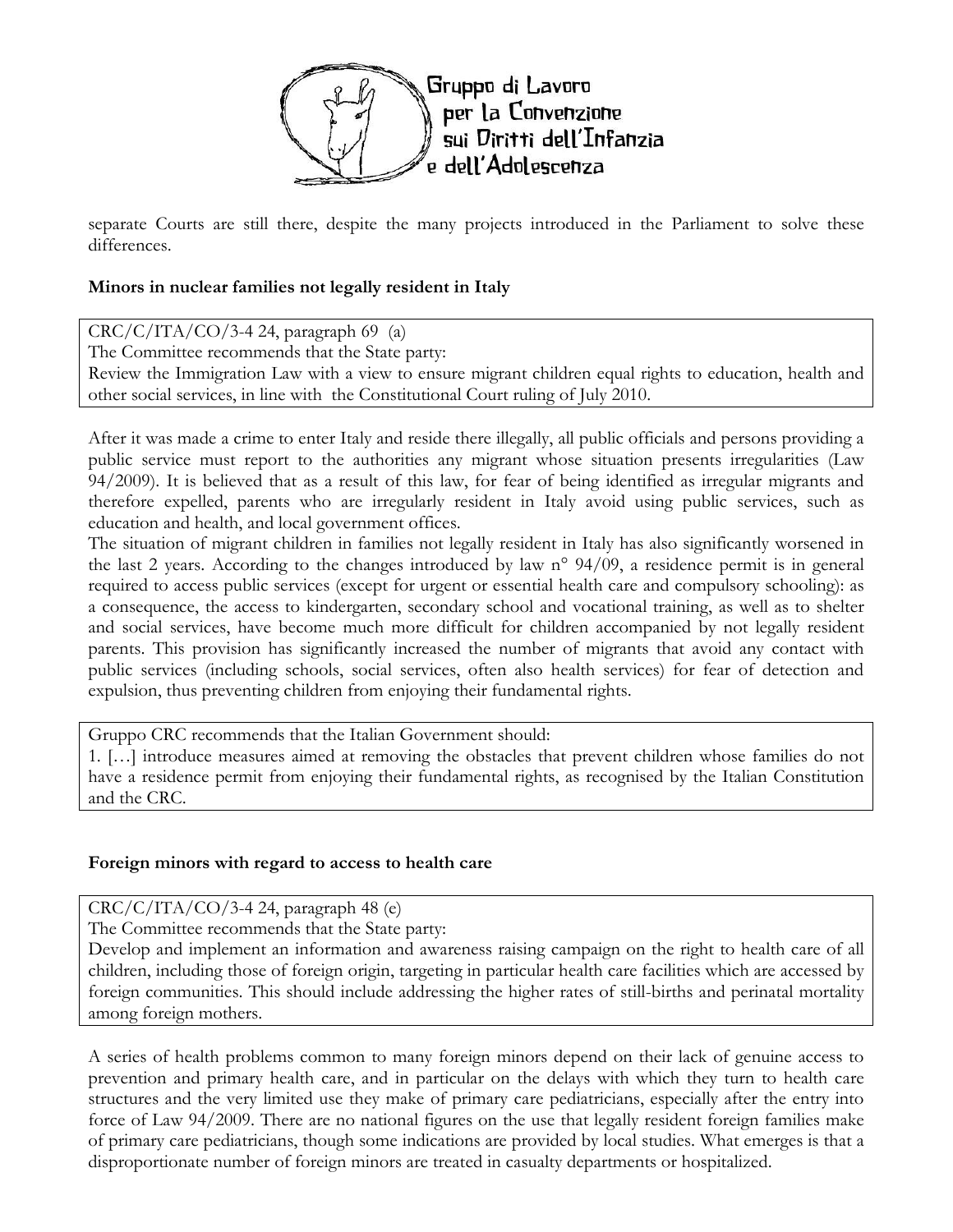separate Courts are still there, despite the many projects introduced in the Parliament to solve these differences.

**Minors in nuclear families not legally resident in Italy**

CRC/C/ITA/CO/3-4 24, paragraph 69 (a)
The Committee recommends that the State party:
Review the Immigration Law with a view to ensure migrant children equal rights to education, health and other social services, in line with the Constitutional Court ruling of July 2010.

After it was made a crime to enter Italy and reside there illegally, all public officials and persons providing a public service must report to the authorities any migrant whose situation presents irregularities (Law 94/2009). It is believed that as a result of this law, for fear of being identified as irregular migrants and therefore expelled, parents who are irregularly resident in Italy avoid using public services, such as education and health, and local government offices.
The situation of migrant children in families not legally resident in Italy has also significantly worsened in the last 2 years. According to the changes introduced by law n° 94/09, a residence permit is in general required to access public services (except for urgent or essential health care and compulsory schooling): as a consequence, the access to kindergarten, secondary school and vocational training, as well as to shelter and social services, have become much more difficult for children accompanied by not legally resident parents. This provision has significantly increased the number of migrants that avoid any contact with public services (including schools, social services, often also health services) for fear of detection and expulsion, thus preventing children from enjoying their fundamental rights.

Gruppo CRC recommends that the Italian Government should:
1. […] introduce measures aimed at removing the obstacles that prevent children whose families do not have a residence permit from enjoying their fundamental rights, as recognised by the Italian Constitution and the CRC.

**Foreign minors with regard to access to health care**

CRC/C/ITA/CO/3-4 24, paragraph 48 (e)
The Committee recommends that the State party:
Develop and implement an information and awareness raising campaign on the right to health care of all children, including those of foreign origin, targeting in particular health care facilities which are accessed by foreign communities. This should include addressing the higher rates of still-births and perinatal mortality among foreign mothers.

A series of health problems common to many foreign minors depend on their lack of genuine access to prevention and primary health care, and in particular on the delays with which they turn to health care structures and the very limited use they make of primary care pediatricians, especially after the entry into force of Law 94/2009. There are no national figures on the use that legally resident foreign families make of primary care pediatricians, though some indications are provided by local studies. What emerges is that a disproportionate number of foreign minors are treated in casualty departments or hospitalized.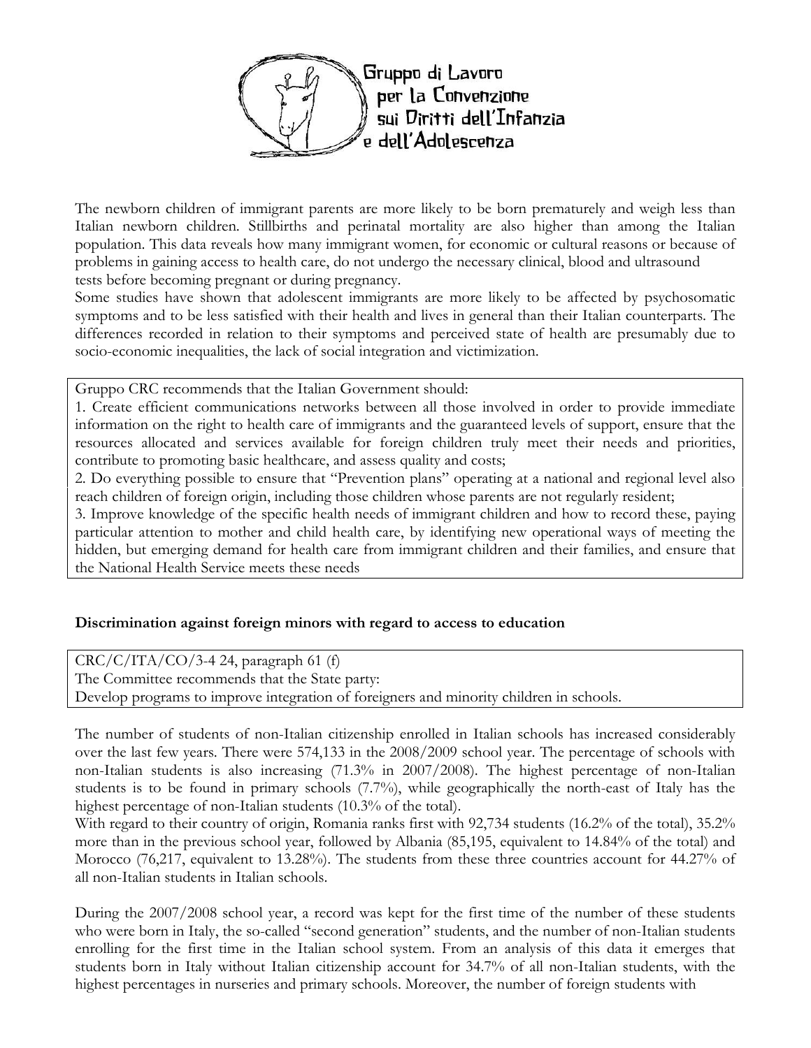The newborn children of immigrant parents are more likely to be born prematurely and weigh less than Italian newborn children. Stillbirths and perinatal mortality are also higher than among the Italian population. This data reveals how many immigrant women, for economic or cultural reasons or because of problems in gaining access to health care, do not undergo the necessary clinical, blood and ultrasound tests before becoming pregnant or during pregnancy.

Some studies have shown that adolescent immigrants are more likely to be affected by psychosomatic symptoms and to be less satisfied with their health and lives in general than their Italian counterparts. The differences recorded in relation to their symptoms and perceived state of health are presumably due to socio-economic inequalities, the lack of social integration and victimization.

Gruppo CRC recommends that the Italian Government should:

1. Create efficient communications networks between all those involved in order to provide immediate information on the right to health care of immigrants and the guaranteed levels of support, ensure that the resources allocated and services available for foreign children truly meet their needs and priorities, contribute to promoting basic healthcare, and assess quality and costs;
2. Do everything possible to ensure that "Prevention plans" operating at a national and regional level also reach children of foreign origin, including those children whose parents are not regularly resident;
3. Improve knowledge of the specific health needs of immigrant children and how to record these, paying particular attention to mother and child health care, by identifying new operational ways of meeting the hidden, but emerging demand for health care from immigrant children and their families, and ensure that the National Health Service meets these needs

**Discrimination against foreign minors with regard to access to education**

CRC/C/ITA/CO/3-4 24, paragraph 61 (f)
The Committee recommends that the State party:
Develop programs to improve integration of foreigners and minority children in schools.

The number of students of non-Italian citizenship enrolled in Italian schools has increased considerably over the last few years. There were 574,133 in the 2008/2009 school year. The percentage of schools with non-Italian students is also increasing (71.3% in 2007/2008). The highest percentage of non-Italian students is to be found in primary schools (7.7%), while geographically the north-east of Italy has the highest percentage of non-Italian students (10.3% of the total).

With regard to their country of origin, Romania ranks first with 92,734 students (16.2% of the total), 35.2% more than in the previous school year, followed by Albania (85,195, equivalent to 14.84% of the total) and Morocco (76,217, equivalent to 13.28%). The students from these three countries account for 44.27% of all non-Italian students in Italian schools.

During the 2007/2008 school year, a record was kept for the first time of the number of these students who were born in Italy, the so-called "second generation" students, and the number of non-Italian students enrolling for the first time in the Italian school system. From an analysis of this data it emerges that students born in Italy without Italian citizenship account for 34.7% of all non-Italian students, with the highest percentages in nurseries and primary schools. Moreover, the number of foreign students with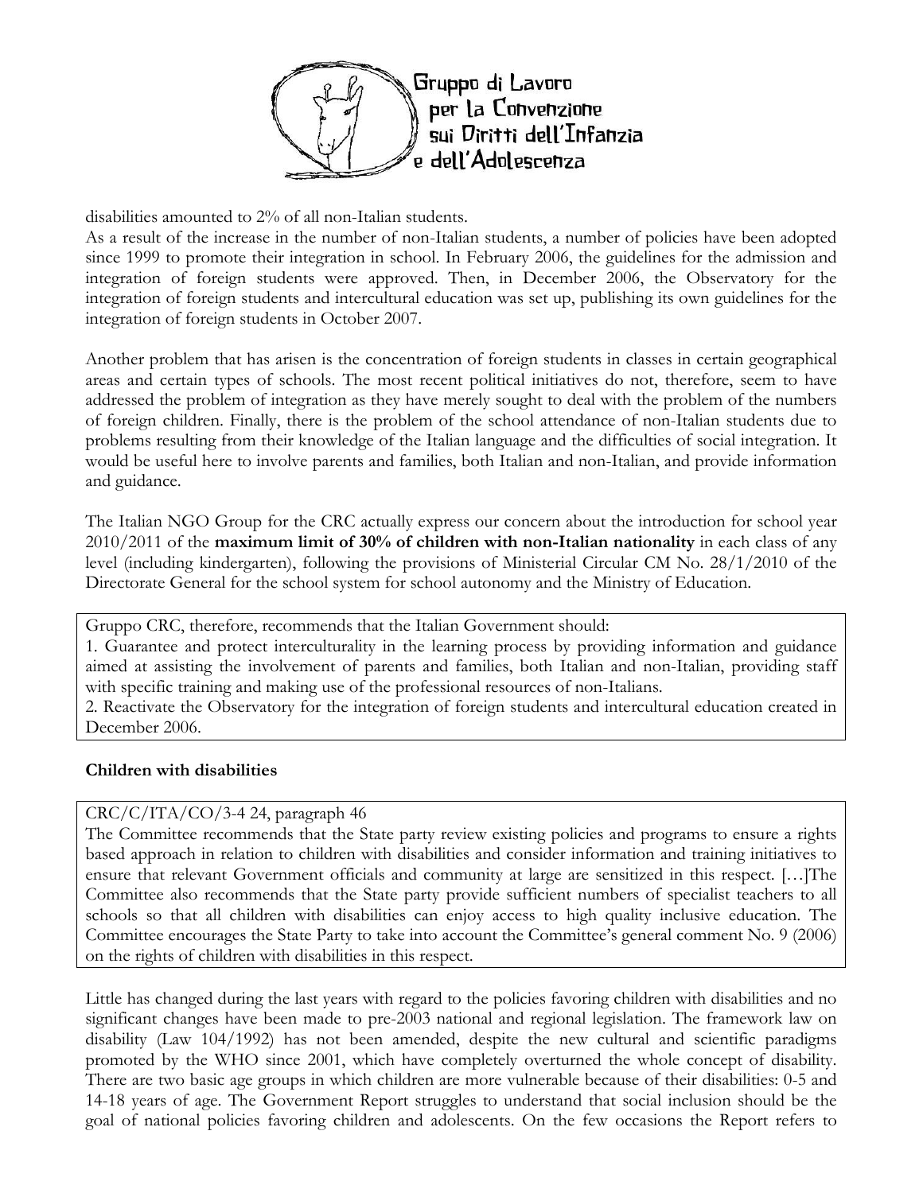disabilities amounted to 2% of all non-Italian students.

As a result of the increase in the number of non-Italian students, a number of policies have been adopted since 1999 to promote their integration in school. In February 2006, the guidelines for the admission and integration of foreign students were approved. Then, in December 2006, the Observatory for the integration of foreign students and intercultural education was set up, publishing its own guidelines for the integration of foreign students in October 2007.

Another problem that has arisen is the concentration of foreign students in classes in certain geographical areas and certain types of schools. The most recent political initiatives do not, therefore, seem to have addressed the problem of integration as they have merely sought to deal with the problem of the numbers of foreign children. Finally, there is the problem of the school attendance of non-Italian students due to problems resulting from their knowledge of the Italian language and the difficulties of social integration. It would be useful here to involve parents and families, both Italian and non-Italian, and provide information and guidance.

The Italian NGO Group for the CRC actually express our concern about the introduction for school year 2010/2011 of the **maximum limit of 30% of children with non-Italian nationality** in each class of any level (including kindergarten), following the provisions of Ministerial Circular CM No. 28/1/2010 of the Directorate General for the school system for school autonomy and the Ministry of Education.

> Gruppo CRC, therefore, recommends that the Italian Government should:
> 1. Guarantee and protect interculturality in the learning process by providing information and guidance aimed at assisting the involvement of parents and families, both Italian and non-Italian, providing staff with specific training and making use of the professional resources of non-Italians.
> 2. Reactivate the Observatory for the integration of foreign students and intercultural education created in December 2006.

**Children with disabilities**

> CRC/C/ITA/CO/3-4 24, paragraph 46
> The Committee recommends that the State party review existing policies and programs to ensure a rights based approach in relation to children with disabilities and consider information and training initiatives to ensure that relevant Government officials and community at large are sensitized in this respect. […]The Committee also recommends that the State party provide sufficient numbers of specialist teachers to all schools so that all children with disabilities can enjoy access to high quality inclusive education. The Committee encourages the State Party to take into account the Committee's general comment No. 9 (2006) on the rights of children with disabilities in this respect.

Little has changed during the last years with regard to the policies favoring children with disabilities and no significant changes have been made to pre-2003 national and regional legislation. The framework law on disability (Law 104/1992) has not been amended, despite the new cultural and scientific paradigms promoted by the WHO since 2001, which have completely overturned the whole concept of disability. There are two basic age groups in which children are more vulnerable because of their disabilities: 0-5 and 14-18 years of age. The Government Report struggles to understand that social inclusion should be the goal of national policies favoring children and adolescents. On the few occasions the Report refers to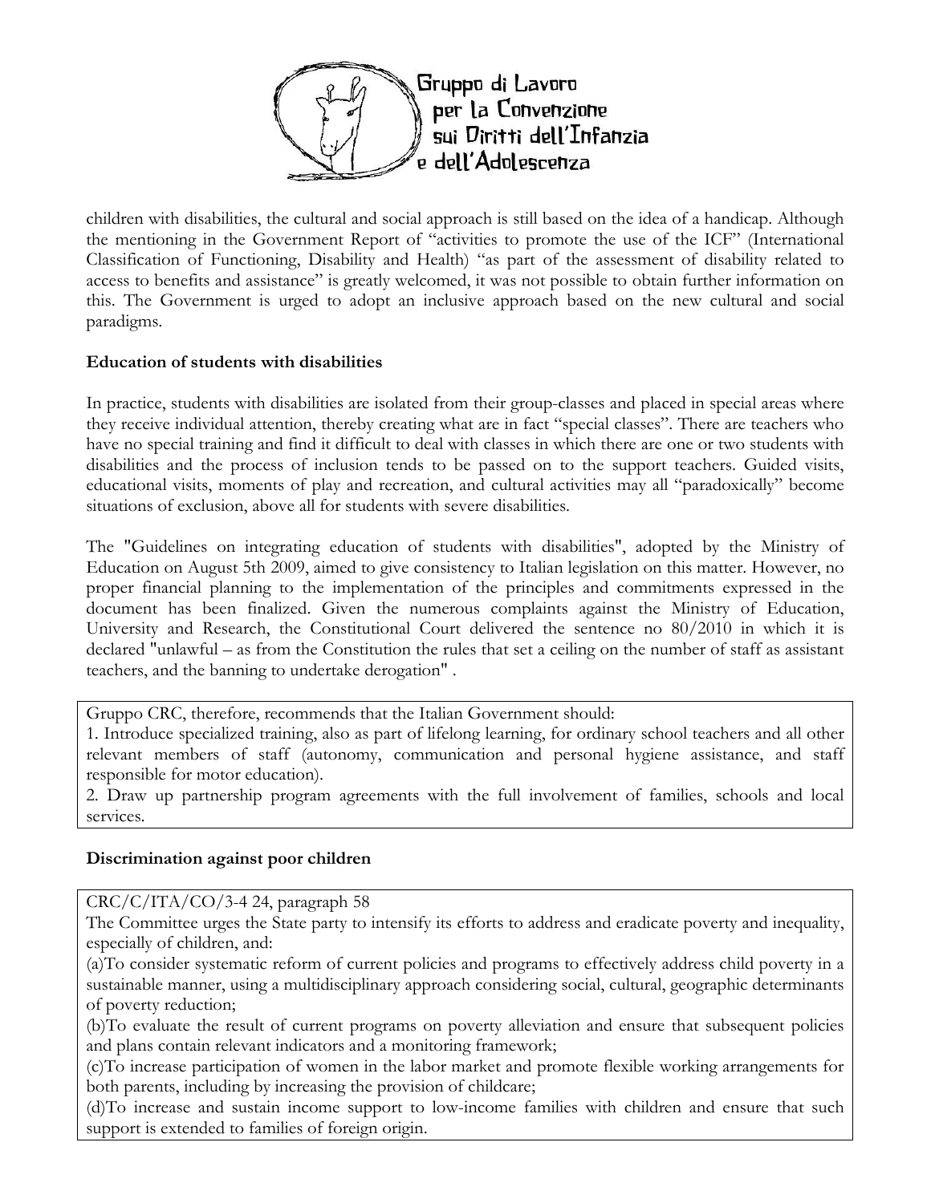children with disabilities, the cultural and social approach is still based on the idea of a handicap. Although the mentioning in the Government Report of "activities to promote the use of the ICF" (International Classification of Functioning, Disability and Health) "as part of the assessment of disability related to access to benefits and assistance" is greatly welcomed, it was not possible to obtain further information on this. The Government is urged to adopt an inclusive approach based on the new cultural and social paradigms.

**Education of students with disabilities**

In practice, students with disabilities are isolated from their group-classes and placed in special areas where they receive individual attention, thereby creating what are in fact "special classes". There are teachers who have no special training and find it difficult to deal with classes in which there are one or two students with disabilities and the process of inclusion tends to be passed on to the support teachers. Guided visits, educational visits, moments of play and recreation, and cultural activities may all "paradoxically" become situations of exclusion, above all for students with severe disabilities.

The "Guidelines on integrating education of students with disabilities", adopted by the Ministry of Education on August 5th 2009, aimed to give consistency to Italian legislation on this matter. However, no proper financial planning to the implementation of the principles and commitments expressed in the document has been finalized. Given the numerous complaints against the Ministry of Education, University and Research, the Constitutional Court delivered the sentence no 80/2010 in which it is declared "unlawful – as from the Constitution the rules that set a ceiling on the number of staff as assistant teachers, and the banning to undertake derogation" .

Gruppo CRC, therefore, recommends that the Italian Government should:

1. Introduce specialized training, also as part of lifelong learning, for ordinary school teachers and all other relevant members of staff (autonomy, communication and personal hygiene assistance, and staff responsible for motor education).
2. Draw up partnership program agreements with the full involvement of families, schools and local services.

**Discrimination against poor children**

CRC/C/ITA/CO/3-4 24, paragraph 58

The Committee urges the State party to intensify its efforts to address and eradicate poverty and inequality, especially of children, and:

(a)To consider systematic reform of current policies and programs to effectively address child poverty in a sustainable manner, using a multidisciplinary approach considering social, cultural, geographic determinants of poverty reduction;

(b)To evaluate the result of current programs on poverty alleviation and ensure that subsequent policies and plans contain relevant indicators and a monitoring framework;

(c)To increase participation of women in the labor market and promote flexible working arrangements for both parents, including by increasing the provision of childcare;

(d)To increase and sustain income support to low-income families with children and ensure that such support is extended to families of foreign origin.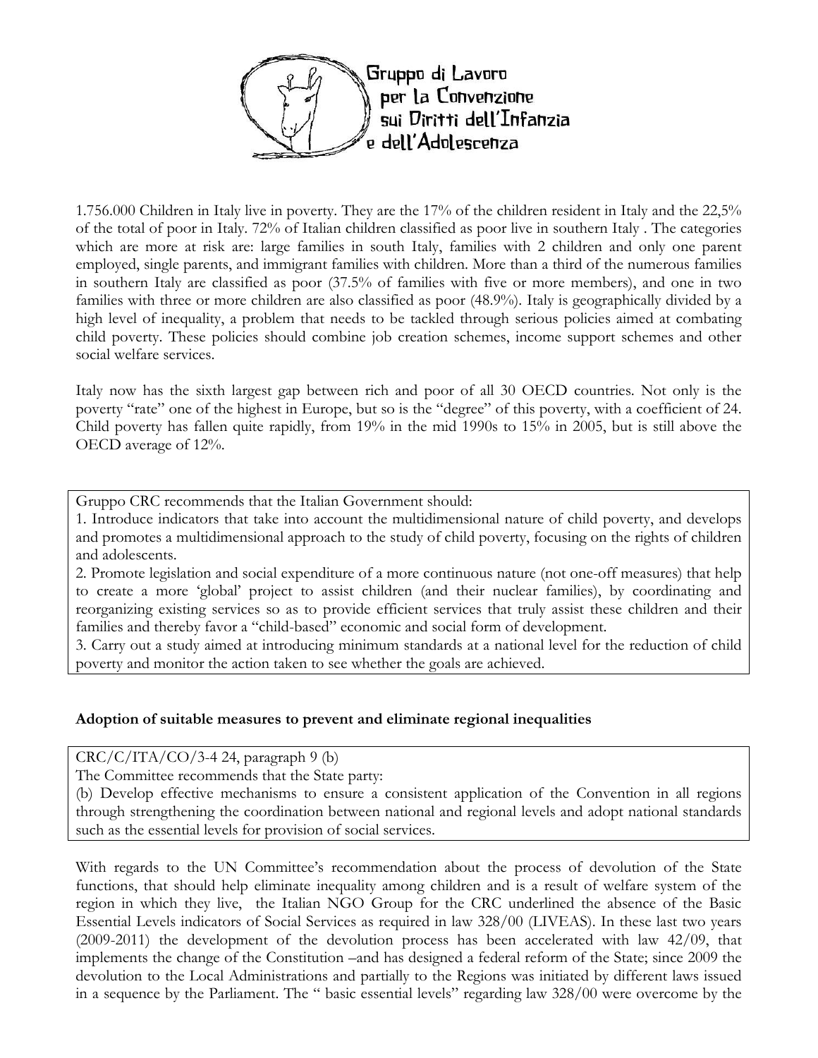Gruppo di Lavoro per la Convenzione sui Diritti dell'Infanzia e dell'Adolescenza

1.756.000 Children in Italy live in poverty. They are the 17% of the children resident in Italy and the 22,5% of the total of poor in Italy. 72% of Italian children classified as poor live in southern Italy . The categories which are more at risk are: large families in south Italy, families with 2 children and only one parent employed, single parents, and immigrant families with children. More than a third of the numerous families in southern Italy are classified as poor (37.5% of families with five or more members), and one in two families with three or more children are also classified as poor (48.9%). Italy is geographically divided by a high level of inequality, a problem that needs to be tackled through serious policies aimed at combating child poverty. These policies should combine job creation schemes, income support schemes and other social welfare services.

Italy now has the sixth largest gap between rich and poor of all 30 OECD countries. Not only is the poverty "rate" one of the highest in Europe, but so is the "degree" of this poverty, with a coefficient of 24. Child poverty has fallen quite rapidly, from 19% in the mid 1990s to 15% in 2005, but is still above the OECD average of 12%.

Gruppo CRC recommends that the Italian Government should:

1. Introduce indicators that take into account the multidimensional nature of child poverty, and develops and promotes a multidimensional approach to the study of child poverty, focusing on the rights of children and adolescents.
2. Promote legislation and social expenditure of a more continuous nature (not one-off measures) that help to create a more 'global' project to assist children (and their nuclear families), by coordinating and reorganizing existing services so as to provide efficient services that truly assist these children and their families and thereby favor a "child-based" economic and social form of development.
3. Carry out a study aimed at introducing minimum standards at a national level for the reduction of child poverty and monitor the action taken to see whether the goals are achieved.

**Adoption of suitable measures to prevent and eliminate regional inequalities**

CRC/C/ITA/CO/3-4 24, paragraph 9 (b)

The Committee recommends that the State party:

(b) Develop effective mechanisms to ensure a consistent application of the Convention in all regions through strengthening the coordination between national and regional levels and adopt national standards such as the essential levels for provision of social services.

With regards to the UN Committee's recommendation about the process of devolution of the State functions, that should help eliminate inequality among children and is a result of welfare system of the region in which they live, the Italian NGO Group for the CRC underlined the absence of the Basic Essential Levels indicators of Social Services as required in law 328/00 (LIVEAS). In these last two years (2009-2011) the development of the devolution process has been accelerated with law 42/09, that implements the change of the Constitution –and has designed a federal reform of the State; since 2009 the devolution to the Local Administrations and partially to the Regions was initiated by different laws issued in a sequence by the Parliament. The " basic essential levels" regarding law 328/00 were overcome by the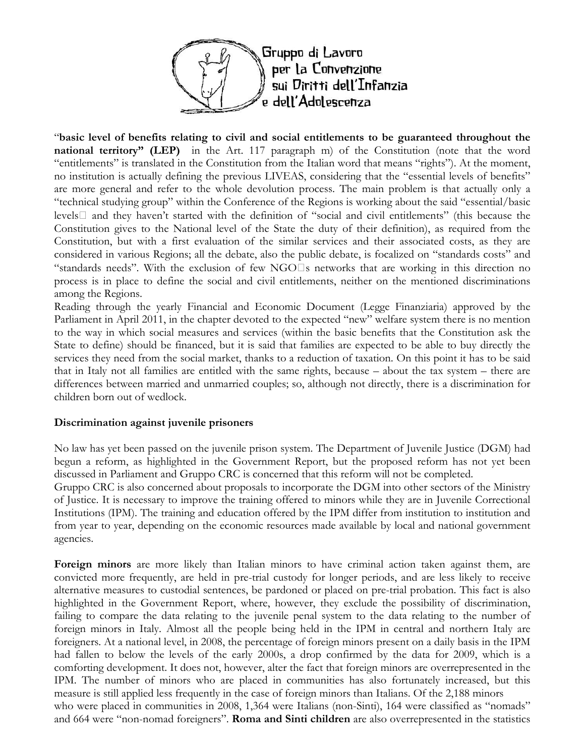"**basic level of benefits relating to civil and social entitlements to be guaranteed throughout the national territory" (LEP)** in the Art. 117 paragraph m) of the Constitution (note that the word "entitlements" is translated in the Constitution from the Italian word that means "rights"). At the moment, no institution is actually defining the previous LIVEAS, considering that the "essential levels of benefits" are more general and refer to the whole devolution process. The main problem is that actually only a "technical studying group" within the Conference of the Regions is working about the said "essential/basic levels" and they haven't started with the definition of "social and civil entitlements" (this because the Constitution gives to the National level of the State the duty of their definition), as required from the Constitution, but with a first evaluation of the similar services and their associated costs, as they are considered in various Regions; all the debate, also the public debate, is focalized on "standards costs" and "standards needs". With the exclusion of few NGO's networks that are working in this direction no process is in place to define the social and civil entitlements, neither on the mentioned discriminations among the Regions.

Reading through the yearly Financial and Economic Document (Legge Finanziaria) approved by the Parliament in April 2011, in the chapter devoted to the expected "new" welfare system there is no mention to the way in which social measures and services (within the basic benefits that the Constitution ask the State to define) should be financed, but it is said that families are expected to be able to buy directly the services they need from the social market, thanks to a reduction of taxation. On this point it has to be said that in Italy not all families are entitled with the same rights, because – about the tax system – there are differences between married and unmarried couples; so, although not directly, there is a discrimination for children born out of wedlock.

**Discrimination against juvenile prisoners**

No law has yet been passed on the juvenile prison system. The Department of Juvenile Justice (DGM) had begun a reform, as highlighted in the Government Report, but the proposed reform has not yet been discussed in Parliament and Gruppo CRC is concerned that this reform will not be completed.

Gruppo CRC is also concerned about proposals to incorporate the DGM into other sectors of the Ministry of Justice. It is necessary to improve the training offered to minors while they are in Juvenile Correctional Institutions (IPM). The training and education offered by the IPM differ from institution to institution and from year to year, depending on the economic resources made available by local and national government agencies.

**Foreign minors** are more likely than Italian minors to have criminal action taken against them, are convicted more frequently, are held in pre-trial custody for longer periods, and are less likely to receive alternative measures to custodial sentences, be pardoned or placed on pre-trial probation. This fact is also highlighted in the Government Report, where, however, they exclude the possibility of discrimination, failing to compare the data relating to the juvenile penal system to the data relating to the number of foreign minors in Italy. Almost all the people being held in the IPM in central and northern Italy are foreigners. At a national level, in 2008, the percentage of foreign minors present on a daily basis in the IPM had fallen to below the levels of the early 2000s, a drop confirmed by the data for 2009, which is a comforting development. It does not, however, alter the fact that foreign minors are overrepresented in the IPM. The number of minors who are placed in communities has also fortunately increased, but this measure is still applied less frequently in the case of foreign minors than Italians. Of the 2,188 minors who were placed in communities in 2008, 1,364 were Italians (non-Sinti), 164 were classified as "nomads" and 664 were "non-nomad foreigners". **Roma and Sinti children** are also overrepresented in the statistics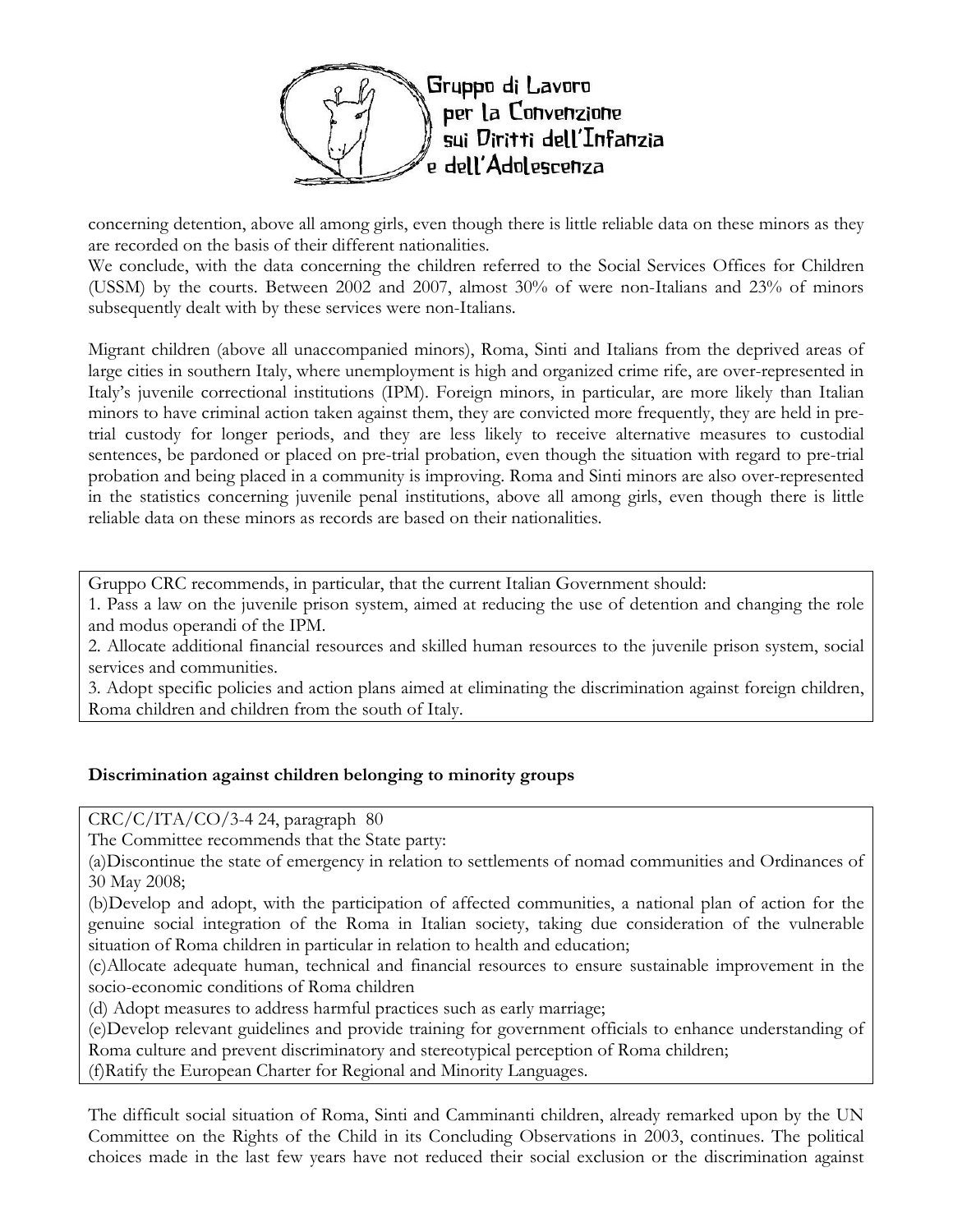concerning detention, above all among girls, even though there is little reliable data on these minors as they are recorded on the basis of their different nationalities.
We conclude, with the data concerning the children referred to the Social Services Offices for Children (USSM) by the courts. Between 2002 and 2007, almost 30% of were non-Italians and 23% of minors subsequently dealt with by these services were non-Italians.

Migrant children (above all unaccompanied minors), Roma, Sinti and Italians from the deprived areas of large cities in southern Italy, where unemployment is high and organized crime rife, are over-represented in Italy's juvenile correctional institutions (IPM). Foreign minors, in particular, are more likely than Italian minors to have criminal action taken against them, they are convicted more frequently, they are held in pre-trial custody for longer periods, and they are less likely to receive alternative measures to custodial sentences, be pardoned or placed on pre-trial probation, even though the situation with regard to pre-trial probation and being placed in a community is improving. Roma and Sinti minors are also over-represented in the statistics concerning juvenile penal institutions, above all among girls, even though there is little reliable data on these minors as records are based on their nationalities.

Gruppo CRC recommends, in particular, that the current Italian Government should:
1. Pass a law on the juvenile prison system, aimed at reducing the use of detention and changing the role and modus operandi of the IPM.
2. Allocate additional financial resources and skilled human resources to the juvenile prison system, social services and communities.
3. Adopt specific policies and action plans aimed at eliminating the discrimination against foreign children, Roma children and children from the south of Italy.

**Discrimination against children belonging to minority groups**

CRC/C/ITA/CO/3-4 24, paragraph 80
The Committee recommends that the State party:
(a)Discontinue the state of emergency in relation to settlements of nomad communities and Ordinances of 30 May 2008;
(b)Develop and adopt, with the participation of affected communities, a national plan of action for the genuine social integration of the Roma in Italian society, taking due consideration of the vulnerable situation of Roma children in particular in relation to health and education;
(c)Allocate adequate human, technical and financial resources to ensure sustainable improvement in the socio-economic conditions of Roma children
(d) Adopt measures to address harmful practices such as early marriage;
(e)Develop relevant guidelines and provide training for government officials to enhance understanding of Roma culture and prevent discriminatory and stereotypical perception of Roma children;
(f)Ratify the European Charter for Regional and Minority Languages.

The difficult social situation of Roma, Sinti and Camminanti children, already remarked upon by the UN Committee on the Rights of the Child in its Concluding Observations in 2003, continues. The political choices made in the last few years have not reduced their social exclusion or the discrimination against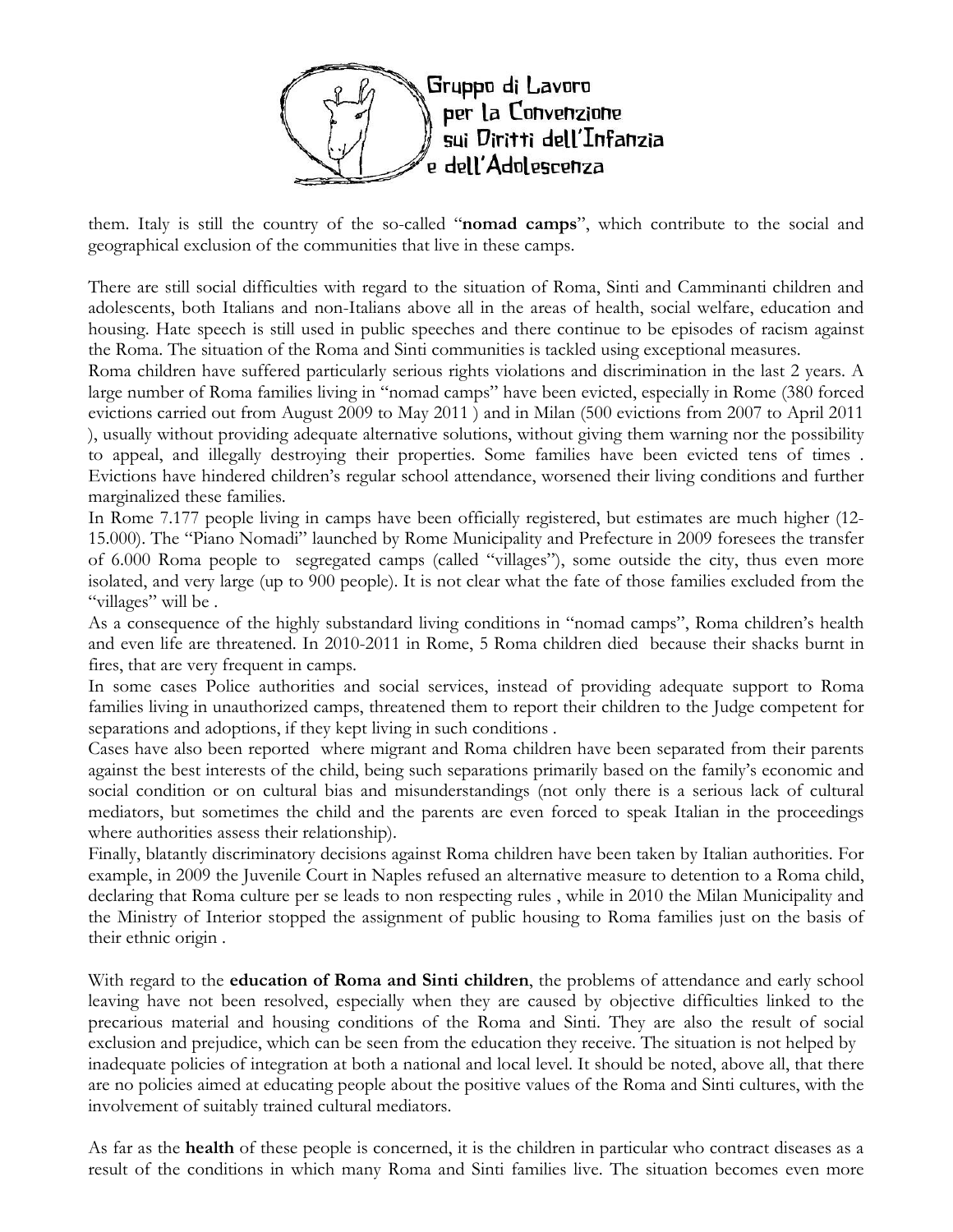them. Italy is still the country of the so-called "**nomad camps**", which contribute to the social and geographical exclusion of the communities that live in these camps.

There are still social difficulties with regard to the situation of Roma, Sinti and Camminanti children and adolescents, both Italians and non-Italians above all in the areas of health, social welfare, education and housing. Hate speech is still used in public speeches and there continue to be episodes of racism against the Roma. The situation of the Roma and Sinti communities is tackled using exceptional measures.

Roma children have suffered particularly serious rights violations and discrimination in the last 2 years. A large number of Roma families living in "nomad camps" have been evicted, especially in Rome (380 forced evictions carried out from August 2009 to May 2011 ) and in Milan (500 evictions from 2007 to April 2011 ), usually without providing adequate alternative solutions, without giving them warning nor the possibility to appeal, and illegally destroying their properties. Some families have been evicted tens of times . Evictions have hindered children's regular school attendance, worsened their living conditions and further marginalized these families.

In Rome 7.177 people living in camps have been officially registered, but estimates are much higher (12-15.000). The "Piano Nomadi" launched by Rome Municipality and Prefecture in 2009 foresees the transfer of 6.000 Roma people to segregated camps (called "villages"), some outside the city, thus even more isolated, and very large (up to 900 people). It is not clear what the fate of those families excluded from the "villages" will be .

As a consequence of the highly substandard living conditions in "nomad camps", Roma children's health and even life are threatened. In 2010-2011 in Rome, 5 Roma children died because their shacks burnt in fires, that are very frequent in camps.

In some cases Police authorities and social services, instead of providing adequate support to Roma families living in unauthorized camps, threatened them to report their children to the Judge competent for separations and adoptions, if they kept living in such conditions .

Cases have also been reported where migrant and Roma children have been separated from their parents against the best interests of the child, being such separations primarily based on the family's economic and social condition or on cultural bias and misunderstandings (not only there is a serious lack of cultural mediators, but sometimes the child and the parents are even forced to speak Italian in the proceedings where authorities assess their relationship).

Finally, blatantly discriminatory decisions against Roma children have been taken by Italian authorities. For example, in 2009 the Juvenile Court in Naples refused an alternative measure to detention to a Roma child, declaring that Roma culture per se leads to non respecting rules , while in 2010 the Milan Municipality and the Ministry of Interior stopped the assignment of public housing to Roma families just on the basis of their ethnic origin .

With regard to the **education of Roma and Sinti children**, the problems of attendance and early school leaving have not been resolved, especially when they are caused by objective difficulties linked to the precarious material and housing conditions of the Roma and Sinti. They are also the result of social exclusion and prejudice, which can be seen from the education they receive. The situation is not helped by inadequate policies of integration at both a national and local level. It should be noted, above all, that there are no policies aimed at educating people about the positive values of the Roma and Sinti cultures, with the involvement of suitably trained cultural mediators.

As far as the **health** of these people is concerned, it is the children in particular who contract diseases as a result of the conditions in which many Roma and Sinti families live. The situation becomes even more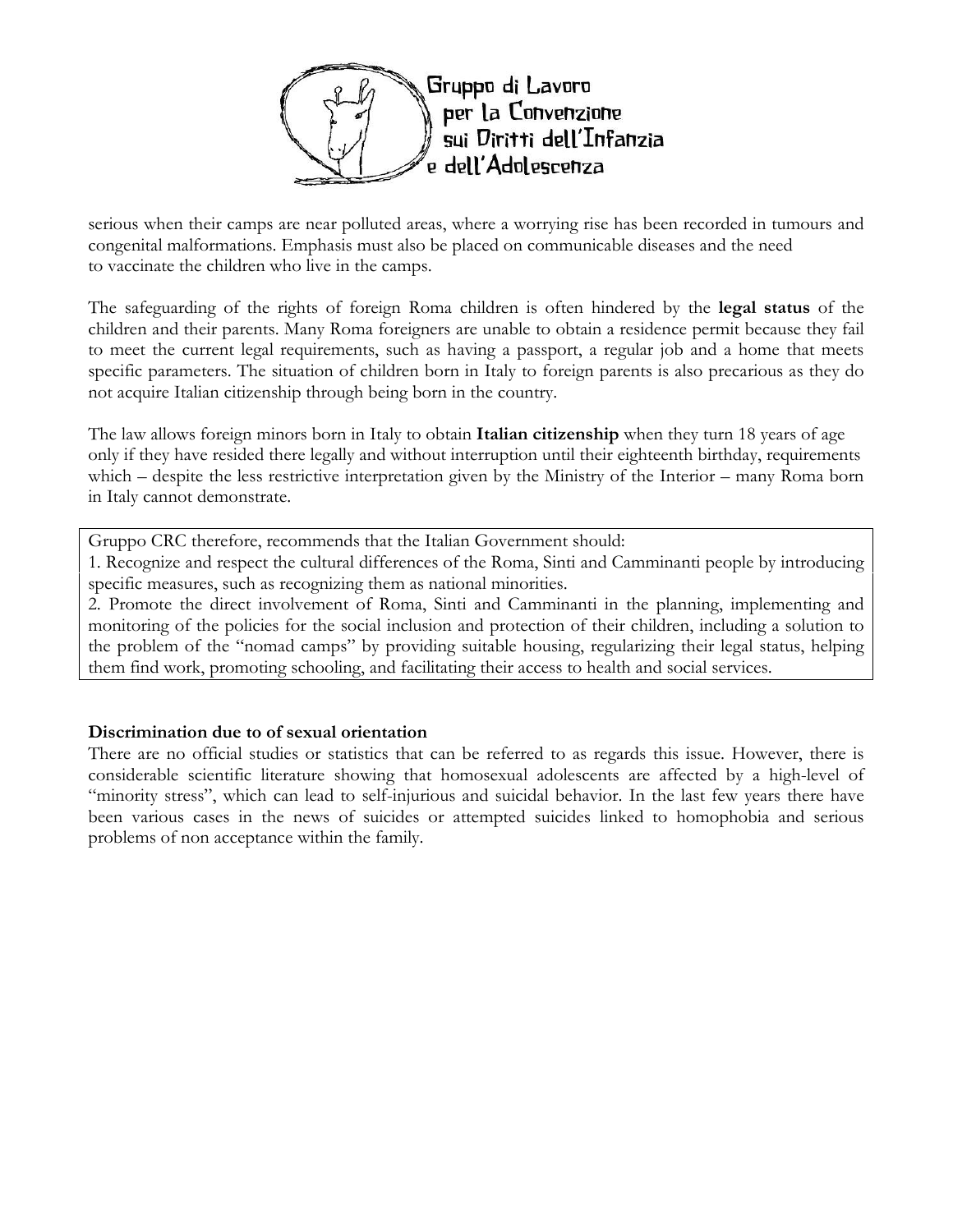serious when their camps are near polluted areas, where a worrying rise has been recorded in tumours and congenital malformations. Emphasis must also be placed on communicable diseases and the need to vaccinate the children who live in the camps.

The safeguarding of the rights of foreign Roma children is often hindered by the **legal status** of the children and their parents. Many Roma foreigners are unable to obtain a residence permit because they fail to meet the current legal requirements, such as having a passport, a regular job and a home that meets specific parameters. The situation of children born in Italy to foreign parents is also precarious as they do not acquire Italian citizenship through being born in the country.

The law allows foreign minors born in Italy to obtain **Italian citizenship** when they turn 18 years of age only if they have resided there legally and without interruption until their eighteenth birthday, requirements which – despite the less restrictive interpretation given by the Ministry of the Interior – many Roma born in Italy cannot demonstrate.

Gruppo CRC therefore, recommends that the Italian Government should:

1. Recognize and respect the cultural differences of the Roma, Sinti and Camminanti people by introducing specific measures, such as recognizing them as national minorities.
2. Promote the direct involvement of Roma, Sinti and Camminanti in the planning, implementing and monitoring of the policies for the social inclusion and protection of their children, including a solution to the problem of the "nomad camps" by providing suitable housing, regularizing their legal status, helping them find work, promoting schooling, and facilitating their access to health and social services.

**Discrimination due to of sexual orientation**

There are no official studies or statistics that can be referred to as regards this issue. However, there is considerable scientific literature showing that homosexual adolescents are affected by a high-level of "minority stress", which can lead to self-injurious and suicidal behavior. In the last few years there have been various cases in the news of suicides or attempted suicides linked to homophobia and serious problems of non acceptance within the family.